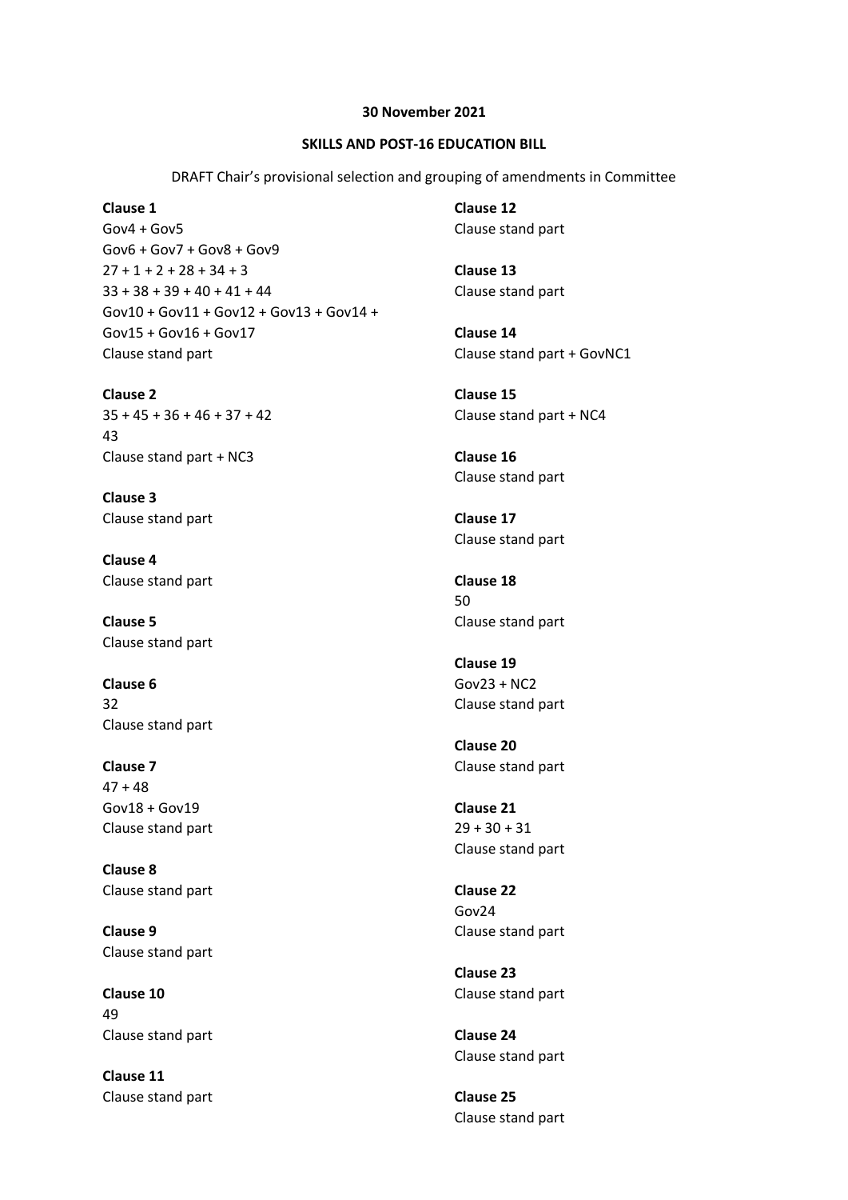**30 November 2021**

**SKILLS AND POST-16 EDUCATION BILL**

DRAFT Chair's provisional selection and grouping of amendments in Committee

**Clause 1**
Gov4 + Gov5
Gov6 + Gov7 + Gov8 + Gov9
27 + 1 + 2 + 28 + 34 + 3
33 + 38 + 39 + 40 + 41 + 44
Gov10 + Gov11 + Gov12 + Gov13 + Gov14 + Gov15 + Gov16 + Gov17
Clause stand part

**Clause 2**
35 + 45 + 36 + 46 + 37 + 42
43
Clause stand part + NC3

**Clause 3**
Clause stand part

**Clause 4**
Clause stand part

**Clause 5**
Clause stand part

**Clause 6**
32
Clause stand part

**Clause 7**
47 + 48
Gov18 + Gov19
Clause stand part

**Clause 8**
Clause stand part

**Clause 9**
Clause stand part

**Clause 10**
49
Clause stand part

**Clause 11**
Clause stand part

**Clause 12**
Clause stand part

**Clause 13**
Clause stand part

**Clause 14**
Clause stand part + GovNC1

**Clause 15**
Clause stand part + NC4

**Clause 16**
Clause stand part

**Clause 17**
Clause stand part

**Clause 18**
50
Clause stand part

**Clause 19**
Gov23 + NC2
Clause stand part

**Clause 20**
Clause stand part

**Clause 21**
29 + 30 + 31
Clause stand part

**Clause 22**
Gov24
Clause stand part

**Clause 23**
Clause stand part

**Clause 24**
Clause stand part

**Clause 25**
Clause stand part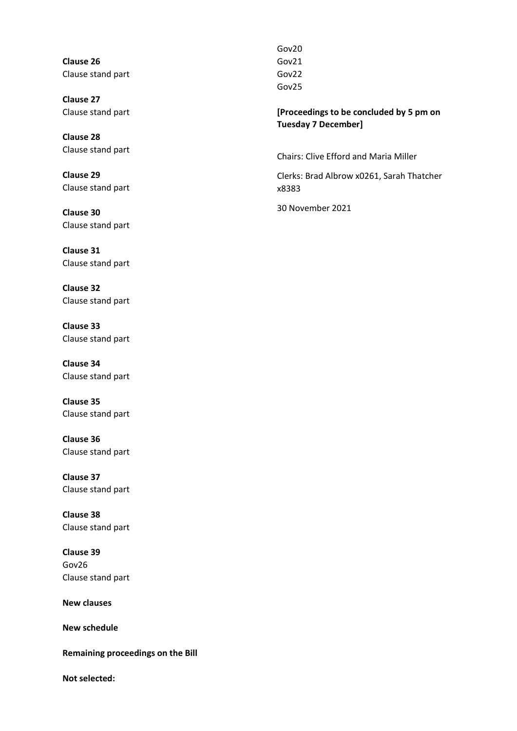**Clause 26**
Clause stand part

**Clause 27**
Clause stand part

**Clause 28**
Clause stand part

**Clause 29**
Clause stand part

**Clause 30**
Clause stand part

**Clause 31**
Clause stand part

**Clause 32**
Clause stand part

**Clause 33**
Clause stand part

**Clause 34**
Clause stand part

**Clause 35**
Clause stand part

**Clause 36**
Clause stand part

**Clause 37**
Clause stand part

**Clause 38**
Clause stand part

**Clause 39**
Gov26
Clause stand part

**New clauses**

**New schedule**

**Remaining proceedings on the Bill**

**Not selected:**

Gov20
Gov21
Gov22
Gov25

**[Proceedings to be concluded by 5 pm on Tuesday 7 December]**

Chairs: Clive Efford and Maria Miller

Clerks: Brad Albrow x0261, Sarah Thatcher x8383

30 November 2021